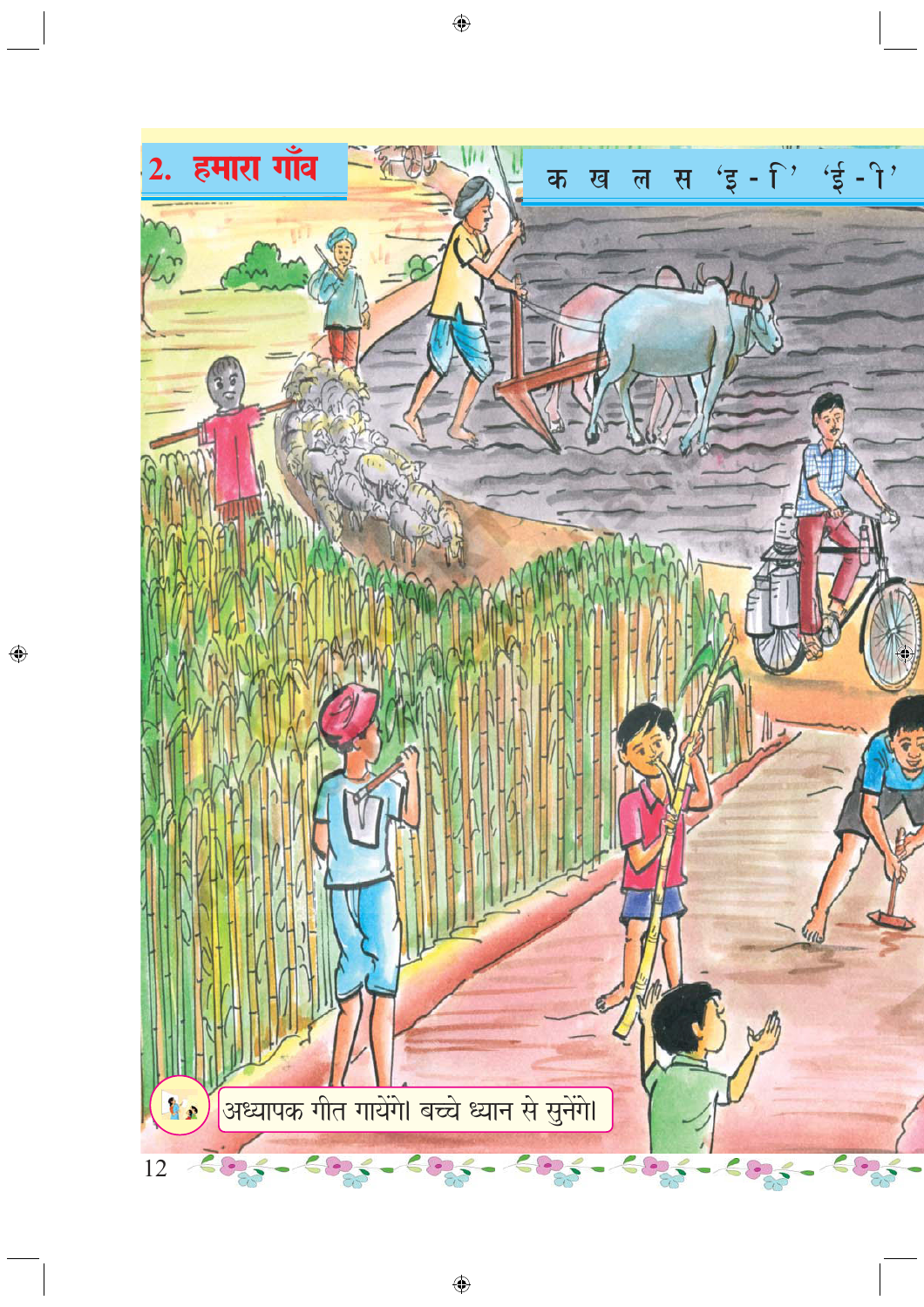# 2. हमारा गाँव

क ख ल स 'इ - ि' 'ई - ी'

अध्यापक गीत गायेंगे। बच्चे ध्यान से सुनेंगे।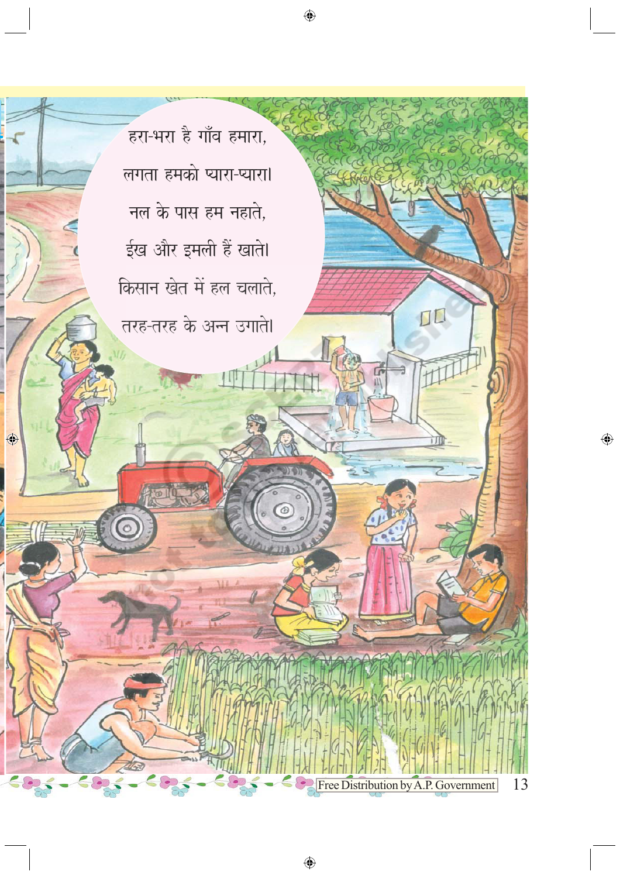हरा-भरा है गाँव हमारा,

लगता हमको प्यारा-प्यारा।

नल के पास हम नहाते,

ईख और इमली हैं खाते।

किसान खेत में हल चलाते,

तरह-तरह के अन्न उगाते।

Free Distribution by A.P. Government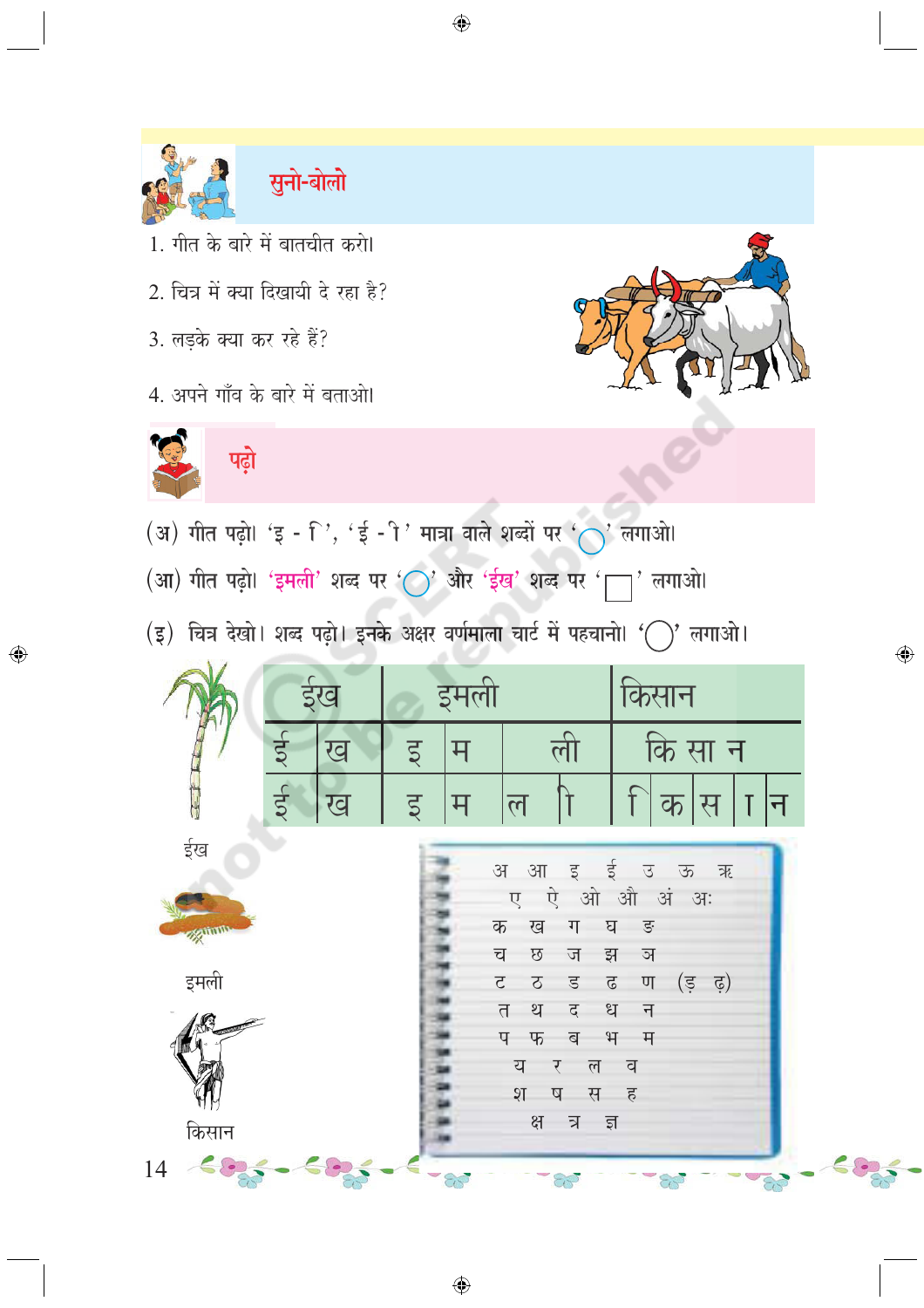## सुनो-बोलो

1. गीत के बारे में बातचीत करो।
2. चित्र में क्या दिखायी दे रहा है?
3. लड़के क्या कर रहे हैं?
4. अपने गाँव के बारे में बताओ।

## पढ़ो

(अ) गीत पढ़ो। 'इ - ि', 'ई - ी' मात्रा वाले शब्दों पर '◯' लगाओ।

(आ) गीत पढ़ो। 'इमली' शब्द पर '◯' और 'ईख' शब्द पर '□' लगाओ।

(इ) चित्र देखो। शब्द पढ़ो। इनके अक्षर वर्णमाला चार्ट में पहचानो। '◯' लगाओ।

| ईख | | इमली | | | | किसान | | | | |
|---|---|---|---|---|---|---|---|---|---|---|
| ई | ख | इ | म | ली | | कि | सा | न | | |
| ई | ख | इ | म | ल | ी | ि | क | स | ा | न |

ईख

इमली

किसान

अ आ इ ई उ ऊ ऋ
ए ऐ ओ औ अं अः
क ख ग घ ङ
च छ ज झ ञ
ट ठ ड ढ ण (ड़ ढ़)
त थ द ध न
प फ ब भ म
य र ल व
श ष स ह
क्ष त्र ज्ञ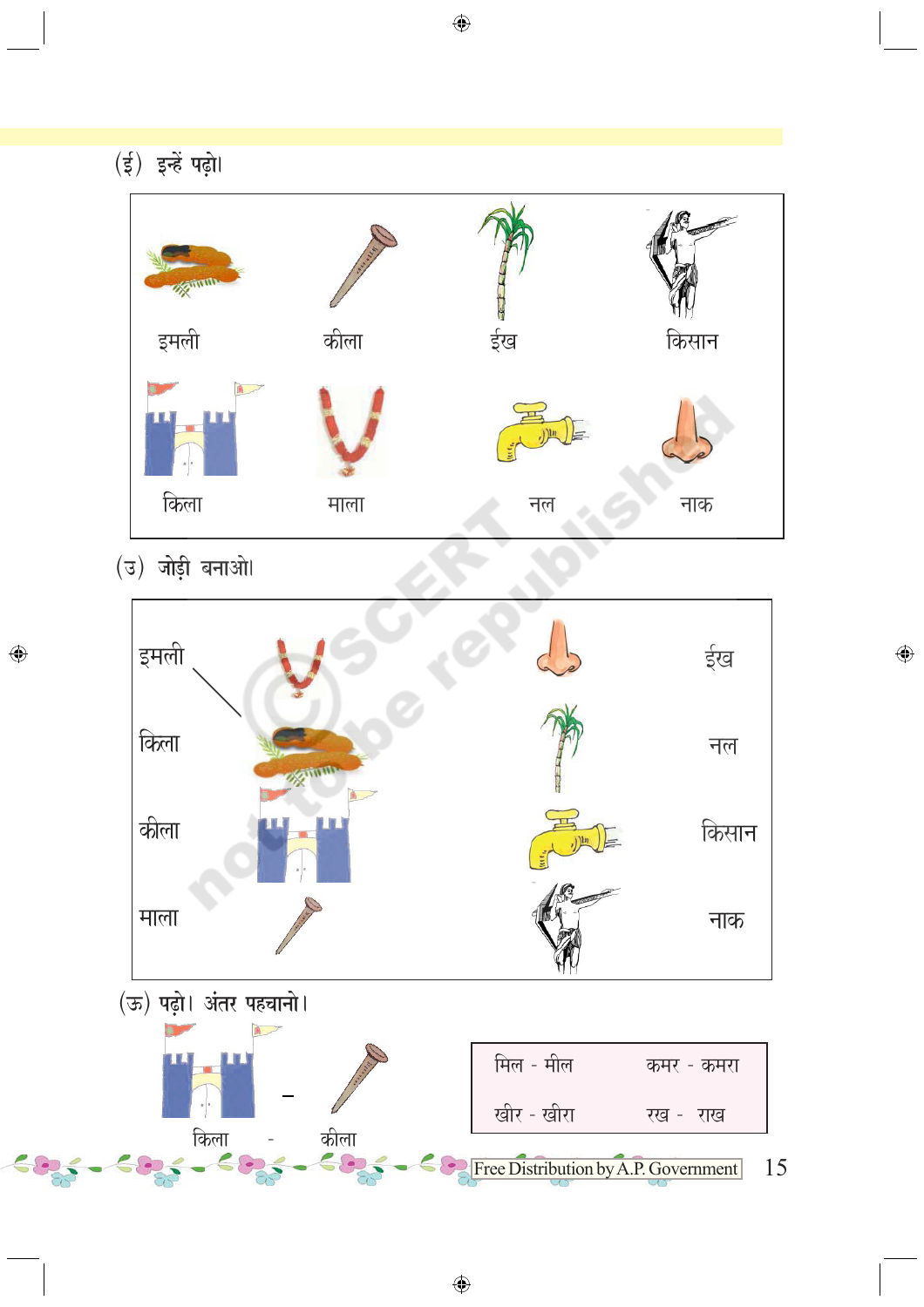## (ई) इन्हें पढ़ो।

| | | | |
|---|---|---|---|
| इमली | कीला | ईख | किसान |
| किला | माला | नल | नाक |

## (उ) जोड़ी बनाओ।

| | |
|---|---|
| इमली | ईख |
| किला | नल |
| कीला | किसान |
| माला | नाक |

## (ऊ) पढ़ो। अंतर पहचानो।

किला - कीला

| | |
|---|---|
| मिल - मील | कमर - कमरा |
| खीर - खीरा | रख - राख |

Free Distribution by A.P. Government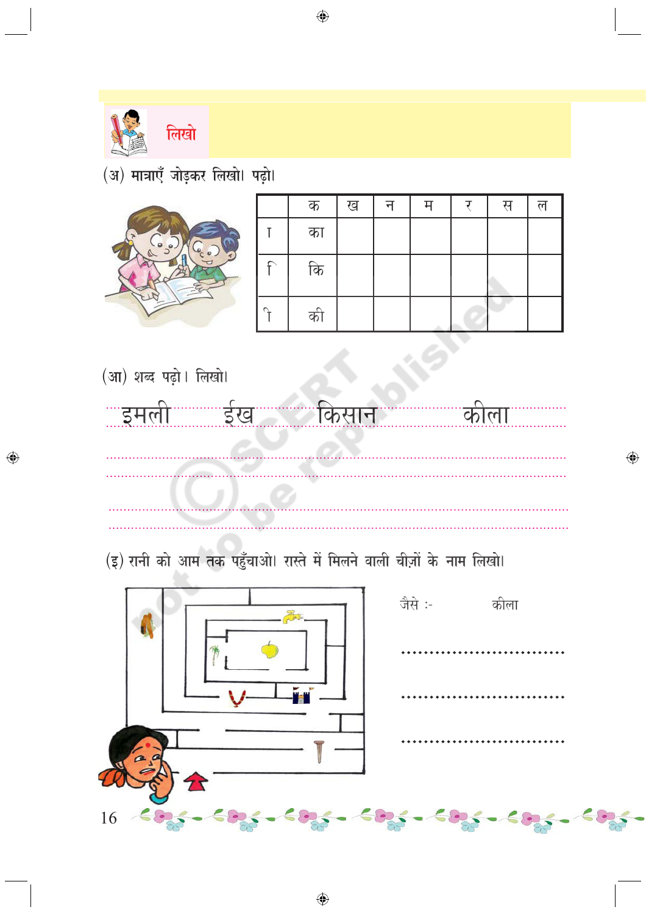## लिखो

(अ) मात्राएँ जोड़कर लिखो। पढ़ो।

| | क | ख | न | म | र | स | ल |
|---|---|---|---|---|---|---|---|
| ा | का | | | | | | |
| ि | कि | | | | | | |
| ी | की | | | | | | |

(आ) शब्द पढ़ो। लिखो।

इमली ईख किसान कीला

(इ) रानी को आम तक पहुँचाओ। रास्ते में मिलने वाली चीज़ों के नाम लिखो।

जैसे :- कीला

............................

............................

............................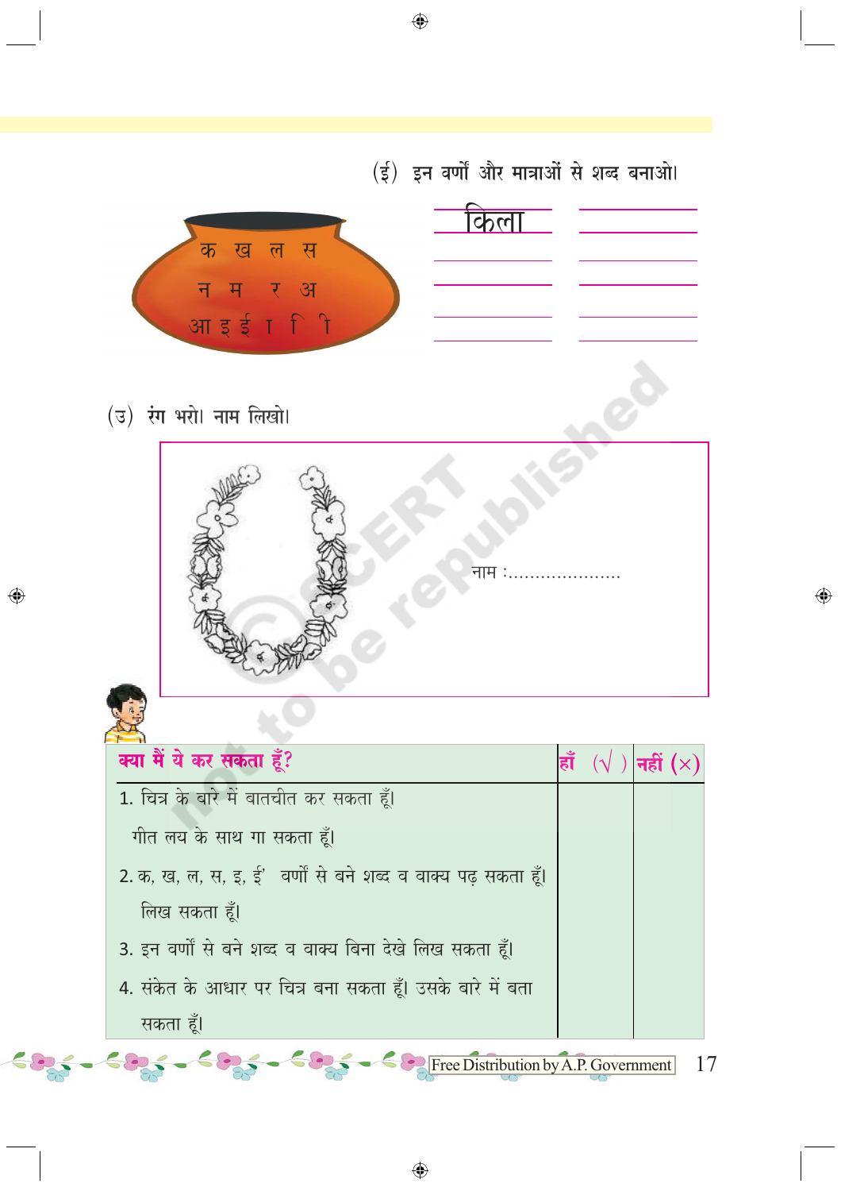(ई) इन वर्णों और मात्राओं से शब्द बनाओ।

क ख ल स

न म र अ

आ इ ई ा ि ी

किला

(उ) रंग भरो। नाम लिखो।

नाम :....................

| क्या मैं ये कर सकता हूँ? | हाँ (√) | नहीं (×) |
|---|---|---|
| 1. चित्र के बारे में बातचीत कर सकता हूँ। | | |
| गीत लय के साथ गा सकता हूँ। | | |
| 2. क, ख, ल, स, इ, ई वर्णों से बने शब्द व वाक्य पढ़ सकता हूँ। | | |
| लिख सकता हूँ। | | |
| 3. इन वर्णों से बने शब्द व वाक्य बिना देखे लिख सकता हूँ। | | |
| 4. संकेत के आधार पर चित्र बना सकता हूँ। उसके बारे में बता सकता हूँ। | | |

Free Distribution by A.P. Government